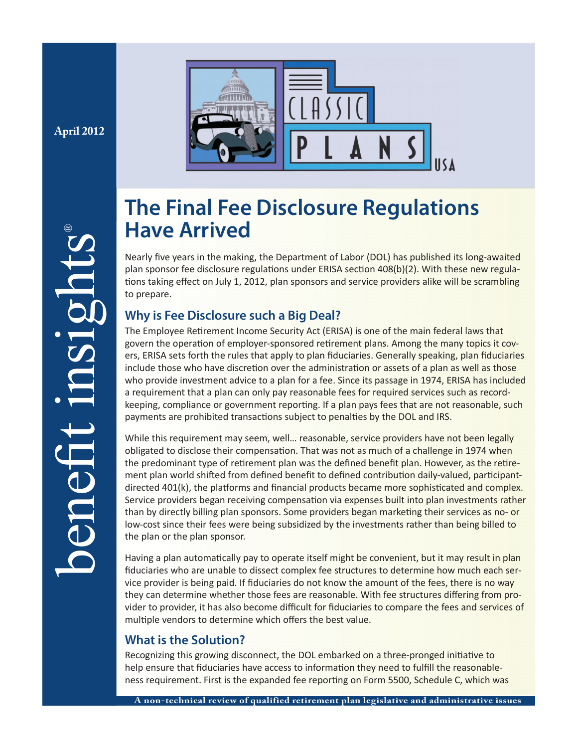April 2012

benefit insights®

# The Final Fee Disclosure Regulations Have Arrived

Nearly five years in the making, the Department of Labor (DOL) has published its long-awaited plan sponsor fee disclosure regulations under ERISA section 408(b)(2). With these new regulations taking effect on July 1, 2012, plan sponsors and service providers alike will be scrambling to prepare.

## Why is Fee Disclosure such a Big Deal?

The Employee Retirement Income Security Act (ERISA) is one of the main federal laws that govern the operation of employer-sponsored retirement plans. Among the many topics it covers, ERISA sets forth the rules that apply to plan fiduciaries. Generally speaking, plan fiduciaries include those who have discretion over the administration or assets of a plan as well as those who provide investment advice to a plan for a fee. Since its passage in 1974, ERISA has included a requirement that a plan can only pay reasonable fees for required services such as recordkeeping, compliance or government reporting. If a plan pays fees that are not reasonable, such payments are prohibited transactions subject to penalties by the DOL and IRS.

While this requirement may seem, well… reasonable, service providers have not been legally obligated to disclose their compensation. That was not as much of a challenge in 1974 when the predominant type of retirement plan was the defined benefit plan. However, as the retirement plan world shifted from defined benefit to defined contribution daily-valued, participant-directed 401(k), the platforms and financial products became more sophisticated and complex. Service providers began receiving compensation via expenses built into plan investments rather than by directly billing plan sponsors. Some providers began marketing their services as no- or low-cost since their fees were being subsidized by the investments rather than being billed to the plan or the plan sponsor.

Having a plan automatically pay to operate itself might be convenient, but it may result in plan fiduciaries who are unable to dissect complex fee structures to determine how much each service provider is being paid. If fiduciaries do not know the amount of the fees, there is no way they can determine whether those fees are reasonable. With fee structures differing from provider to provider, it has also become difficult for fiduciaries to compare the fees and services of multiple vendors to determine which offers the best value.

## What is the Solution?

Recognizing this growing disconnect, the DOL embarked on a three-pronged initiative to help ensure that fiduciaries have access to information they need to fulfill the reasonableness requirement. First is the expanded fee reporting on Form 5500, Schedule C, which was

A non-technical review of qualified retirement plan legislative and administrative issues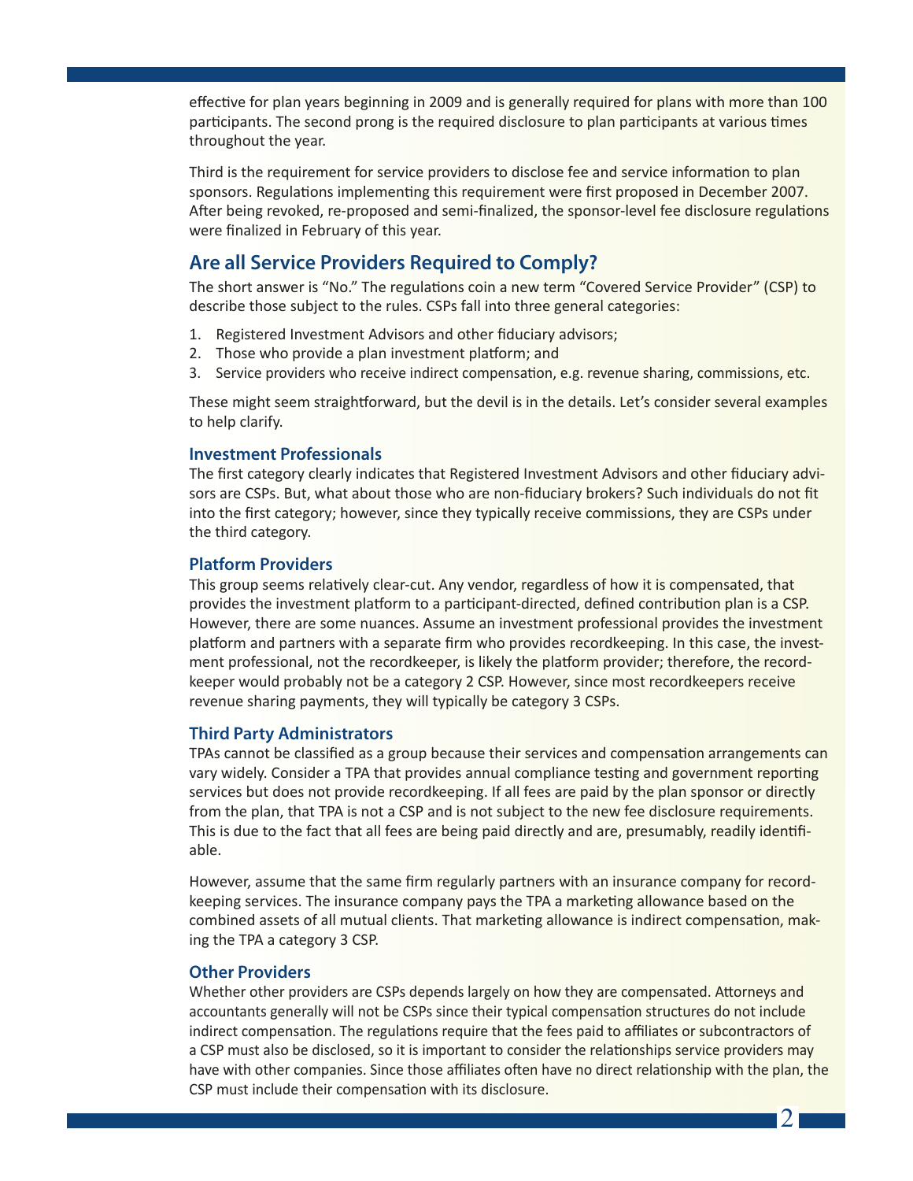effective for plan years beginning in 2009 and is generally required for plans with more than 100 participants. The second prong is the required disclosure to plan participants at various times throughout the year.

Third is the requirement for service providers to disclose fee and service information to plan sponsors. Regulations implementing this requirement were first proposed in December 2007. After being revoked, re-proposed and semi-finalized, the sponsor-level fee disclosure regulations were finalized in February of this year.

## Are all Service Providers Required to Comply?

The short answer is "No." The regulations coin a new term "Covered Service Provider" (CSP) to describe those subject to the rules. CSPs fall into three general categories:

1. Registered Investment Advisors and other fiduciary advisors;
2. Those who provide a plan investment platform; and
3. Service providers who receive indirect compensation, e.g. revenue sharing, commissions, etc.

These might seem straightforward, but the devil is in the details. Let's consider several examples to help clarify.

### Investment Professionals

The first category clearly indicates that Registered Investment Advisors and other fiduciary advisors are CSPs. But, what about those who are non-fiduciary brokers? Such individuals do not fit into the first category; however, since they typically receive commissions, they are CSPs under the third category.

### Platform Providers

This group seems relatively clear-cut. Any vendor, regardless of how it is compensated, that provides the investment platform to a participant-directed, defined contribution plan is a CSP. However, there are some nuances. Assume an investment professional provides the investment platform and partners with a separate firm who provides recordkeeping. In this case, the investment professional, not the recordkeeper, is likely the platform provider; therefore, the recordkeeper would probably not be a category 2 CSP. However, since most recordkeepers receive revenue sharing payments, they will typically be category 3 CSPs.

### Third Party Administrators

TPAs cannot be classified as a group because their services and compensation arrangements can vary widely. Consider a TPA that provides annual compliance testing and government reporting services but does not provide recordkeeping. If all fees are paid by the plan sponsor or directly from the plan, that TPA is not a CSP and is not subject to the new fee disclosure requirements. This is due to the fact that all fees are being paid directly and are, presumably, readily identifiable.

However, assume that the same firm regularly partners with an insurance company for recordkeeping services. The insurance company pays the TPA a marketing allowance based on the combined assets of all mutual clients. That marketing allowance is indirect compensation, making the TPA a category 3 CSP.

### Other Providers

Whether other providers are CSPs depends largely on how they are compensated. Attorneys and accountants generally will not be CSPs since their typical compensation structures do not include indirect compensation. The regulations require that the fees paid to affiliates or subcontractors of a CSP must also be disclosed, so it is important to consider the relationships service providers may have with other companies. Since those affiliates often have no direct relationship with the plan, the CSP must include their compensation with its disclosure.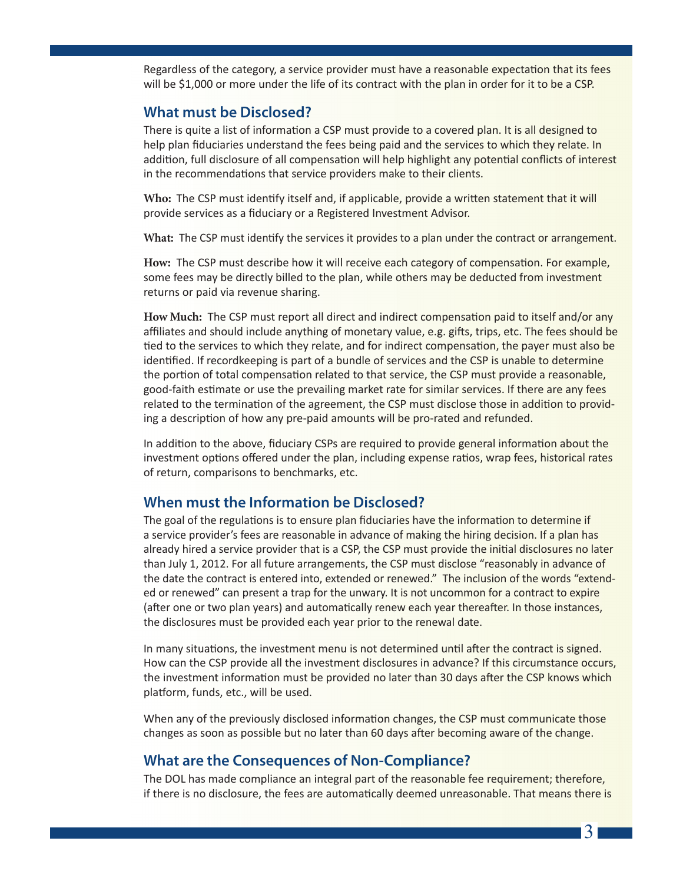Regardless of the category, a service provider must have a reasonable expectation that its fees will be $1,000 or more under the life of its contract with the plan in order for it to be a CSP.

## What must be Disclosed?

There is quite a list of information a CSP must provide to a covered plan. It is all designed to help plan fiduciaries understand the fees being paid and the services to which they relate. In addition, full disclosure of all compensation will help highlight any potential conflicts of interest in the recommendations that service providers make to their clients.

**Who:** The CSP must identify itself and, if applicable, provide a written statement that it will provide services as a fiduciary or a Registered Investment Advisor.

**What:** The CSP must identify the services it provides to a plan under the contract or arrangement.

**How:** The CSP must describe how it will receive each category of compensation. For example, some fees may be directly billed to the plan, while others may be deducted from investment returns or paid via revenue sharing.

**How Much:** The CSP must report all direct and indirect compensation paid to itself and/or any affiliates and should include anything of monetary value, e.g. gifts, trips, etc. The fees should be tied to the services to which they relate, and for indirect compensation, the payer must also be identified. If recordkeeping is part of a bundle of services and the CSP is unable to determine the portion of total compensation related to that service, the CSP must provide a reasonable, good-faith estimate or use the prevailing market rate for similar services. If there are any fees related to the termination of the agreement, the CSP must disclose those in addition to providing a description of how any pre-paid amounts will be pro-rated and refunded.

In addition to the above, fiduciary CSPs are required to provide general information about the investment options offered under the plan, including expense ratios, wrap fees, historical rates of return, comparisons to benchmarks, etc.

## When must the Information be Disclosed?

The goal of the regulations is to ensure plan fiduciaries have the information to determine if a service provider's fees are reasonable in advance of making the hiring decision. If a plan has already hired a service provider that is a CSP, the CSP must provide the initial disclosures no later than July 1, 2012. For all future arrangements, the CSP must disclose "reasonably in advance of the date the contract is entered into, extended or renewed." The inclusion of the words "extended or renewed" can present a trap for the unwary. It is not uncommon for a contract to expire (after one or two plan years) and automatically renew each year thereafter. In those instances, the disclosures must be provided each year prior to the renewal date.

In many situations, the investment menu is not determined until after the contract is signed. How can the CSP provide all the investment disclosures in advance? If this circumstance occurs, the investment information must be provided no later than 30 days after the CSP knows which platform, funds, etc., will be used.

When any of the previously disclosed information changes, the CSP must communicate those changes as soon as possible but no later than 60 days after becoming aware of the change.

## What are the Consequences of Non-Compliance?

The DOL has made compliance an integral part of the reasonable fee requirement; therefore, if there is no disclosure, the fees are automatically deemed unreasonable. That means there is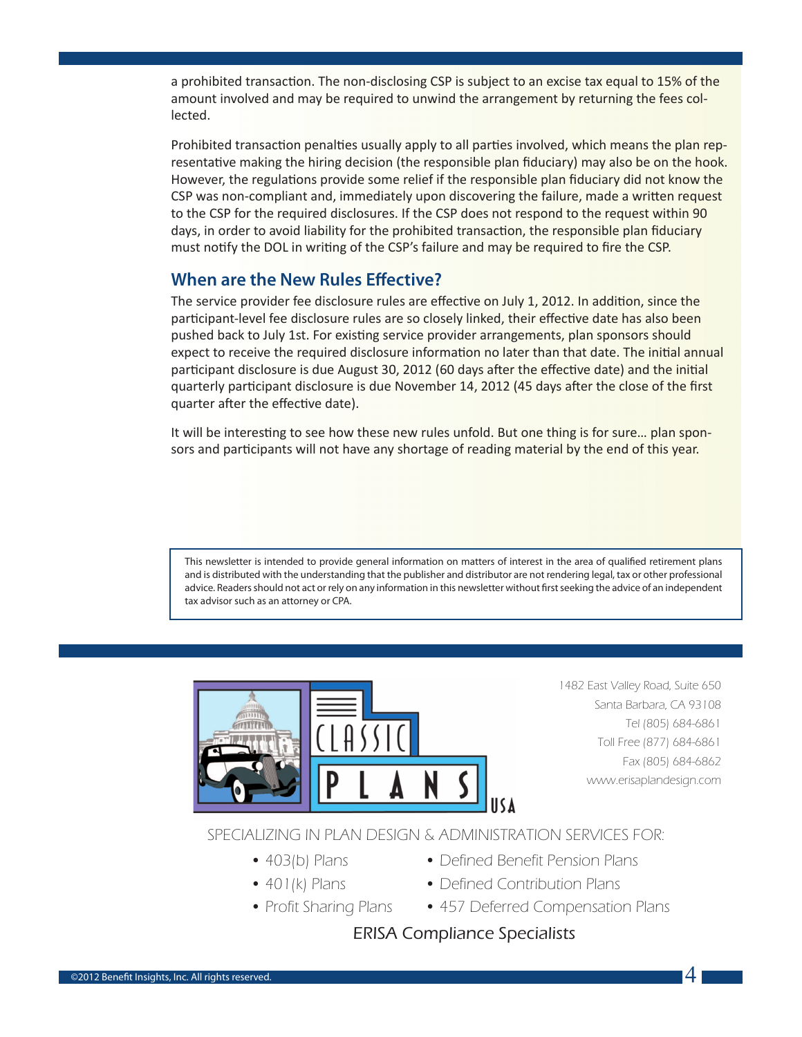a prohibited transaction. The non-disclosing CSP is subject to an excise tax equal to 15% of the amount involved and may be required to unwind the arrangement by returning the fees collected.

Prohibited transaction penalties usually apply to all parties involved, which means the plan representative making the hiring decision (the responsible plan fiduciary) may also be on the hook. However, the regulations provide some relief if the responsible plan fiduciary did not know the CSP was non-compliant and, immediately upon discovering the failure, made a written request to the CSP for the required disclosures. If the CSP does not respond to the request within 90 days, in order to avoid liability for the prohibited transaction, the responsible plan fiduciary must notify the DOL in writing of the CSP's failure and may be required to fire the CSP.

## When are the New Rules Effective?

The service provider fee disclosure rules are effective on July 1, 2012. In addition, since the participant-level fee disclosure rules are so closely linked, their effective date has also been pushed back to July 1st. For existing service provider arrangements, plan sponsors should expect to receive the required disclosure information no later than that date. The initial annual participant disclosure is due August 30, 2012 (60 days after the effective date) and the initial quarterly participant disclosure is due November 14, 2012 (45 days after the close of the first quarter after the effective date).

It will be interesting to see how these new rules unfold. But one thing is for sure... plan sponsors and participants will not have any shortage of reading material by the end of this year.

This newsletter is intended to provide general information on matters of interest in the area of qualified retirement plans and is distributed with the understanding that the publisher and distributor are not rendering legal, tax or other professional advice. Readers should not act or rely on any information in this newsletter without first seeking the advice of an independent tax advisor such as an attorney or CPA.

CLASSIC PLANS USA

1482 East Valley Road, Suite 650
Santa Barbara, CA 93108
Tel (805) 684-6861
Toll Free (877) 684-6861
Fax (805) 684-6862
www.erisaplandesign.com

SPECIALIZING IN PLAN DESIGN & ADMINISTRATION SERVICES FOR:

- 403(b) Plans
- 401(k) Plans
- Profit Sharing Plans
- Defined Benefit Pension Plans
- Defined Contribution Plans
- 457 Deferred Compensation Plans

*ERISA Compliance Specialists*

©2012 Benefit Insights, Inc. All rights reserved.